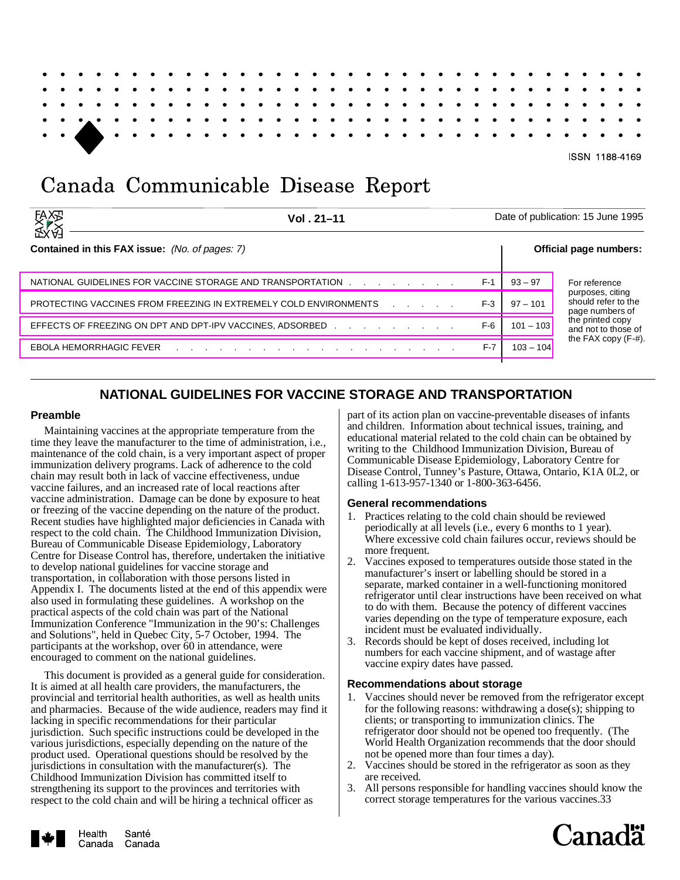ISSN 1188-4169

# Canada Communicable Disease Report

**Vol . 21–11** Date of publication: 15 June 1995

**Contained in this FAX issue:** *(No. of pages: 7)*

**Official page numbers:**

| Contents | FAX page | Official page numbers |
| --- | --- | --- |
| NATIONAL GUIDELINES FOR VACCINE STORAGE AND TRANSPORTATION | F-1 | 93 – 97 |
| PROTECTING VACCINES FROM FREEZING IN EXTREMELY COLD ENVIRONMENTS | F-3 | 97 – 101 |
| EFFECTS OF FREEZING ON DPT AND DPT-IPV VACCINES, ADSORBED | F-6 | 101 – 103 |
| EBOLA HEMORRHAGIC FEVER | F-7 | 103 – 104 |

For reference purposes, citing should refer to the page numbers of the printed copy and not to those of the FAX copy (F-#).

## NATIONAL GUIDELINES FOR VACCINE STORAGE AND TRANSPORTATION

### Preamble

Maintaining vaccines at the appropriate temperature from the time they leave the manufacturer to the time of administration, i.e., maintenance of the cold chain, is a very important aspect of proper immunization delivery programs. Lack of adherence to the cold chain may result both in lack of vaccine effectiveness, undue vaccine failures, and an increased rate of local reactions after vaccine administration. Damage can be done by exposure to heat or freezing of the vaccine depending on the nature of the product. Recent studies have highlighted major deficiencies in Canada with respect to the cold chain. The Childhood Immunization Division, Bureau of Communicable Disease Epidemiology, Laboratory Centre for Disease Control has, therefore, undertaken the initiative to develop national guidelines for vaccine storage and transportation, in collaboration with those persons listed in Appendix I. The documents listed at the end of this appendix were also used in formulating these guidelines. A workshop on the practical aspects of the cold chain was part of the National Immunization Conference "Immunization in the 90's: Challenges and Solutions", held in Quebec City, 5-7 October, 1994. The participants at the workshop, over 60 in attendance, were encouraged to comment on the national guidelines.

This document is provided as a general guide for consideration. It is aimed at all health care providers, the manufacturers, the provincial and territorial health authorities, as well as health units and pharmacies. Because of the wide audience, readers may find it lacking in specific recommendations for their particular jurisdiction. Such specific instructions could be developed in the various jurisdictions, especially depending on the nature of the product used. Operational questions should be resolved by the jurisdictions in consultation with the manufacturer(s). The Childhood Immunization Division has committed itself to strengthening its support to the provinces and territories with respect to the cold chain and will be hiring a technical officer as part of its action plan on vaccine-preventable diseases of infants and children. Information about technical issues, training, and educational material related to the cold chain can be obtained by writing to the Childhood Immunization Division, Bureau of Communicable Disease Epidemiology, Laboratory Centre for Disease Control, Tunney's Pasture, Ottawa, Ontario, K1A 0L2, or calling 1-613-957-1340 or 1-800-363-6456.

### General recommendations

1. Practices relating to the cold chain should be reviewed periodically at all levels (i.e., every 6 months to 1 year). Where excessive cold chain failures occur, reviews should be more frequent.
2. Vaccines exposed to temperatures outside those stated in the manufacturer's insert or labelling should be stored in a separate, marked container in a well-functioning monitored refrigerator until clear instructions have been received on what to do with them. Because the potency of different vaccines varies depending on the type of temperature exposure, each incident must be evaluated individually.
3. Records should be kept of doses received, including lot numbers for each vaccine shipment, and of wastage after vaccine expiry dates have passed.

### Recommendations about storage

1. Vaccines should never be removed from the refrigerator except for the following reasons: withdrawing a dose(s); shipping to clients; or transporting to immunization clinics. The refrigerator door should not be opened too frequently. (The World Health Organization recommends that the door should not be opened more than four times a day).
2. Vaccines should be stored in the refrigerator as soon as they are received.
3. All persons responsible for handling vaccines should know the correct storage temperatures for the various vaccines.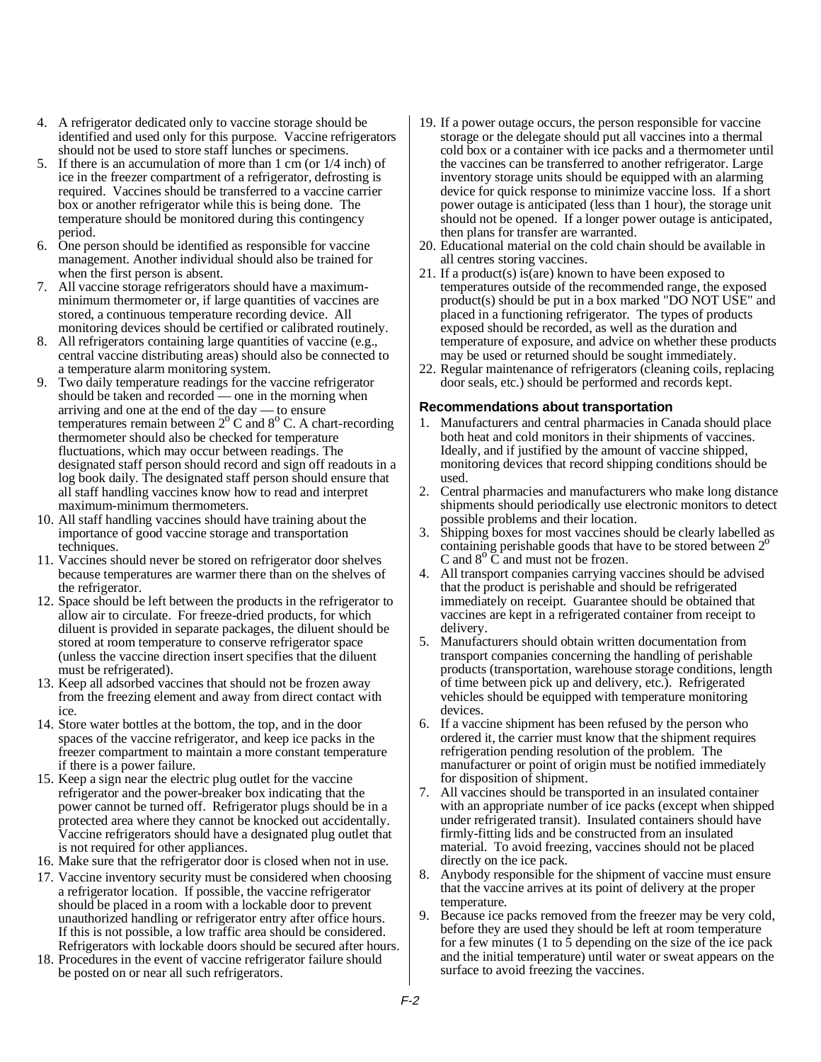4. A refrigerator dedicated only to vaccine storage should be identified and used only for this purpose. Vaccine refrigerators should not be used to store staff lunches or specimens.
5. If there is an accumulation of more than 1 cm (or 1/4 inch) of ice in the freezer compartment of a refrigerator, defrosting is required. Vaccines should be transferred to a vaccine carrier box or another refrigerator while this is being done. The temperature should be monitored during this contingency period.
6. One person should be identified as responsible for vaccine management. Another individual should also be trained for when the first person is absent.
7. All vaccine storage refrigerators should have a maximum-minimum thermometer or, if large quantities of vaccines are stored, a continuous temperature recording device. All monitoring devices should be certified or calibrated routinely.
8. All refrigerators containing large quantities of vaccine (e.g., central vaccine distributing areas) should also be connected to a temperature alarm monitoring system.
9. Two daily temperature readings for the vaccine refrigerator should be taken and recorded — one in the morning when arriving and one at the end of the day — to ensure temperatures remain between $2^o$ C and $8^o$ C. A chart-recording thermometer should also be checked for temperature fluctuations, which may occur between readings. The designated staff person should record and sign off readouts in a log book daily. The designated staff person should ensure that all staff handling vaccines know how to read and interpret maximum-minimum thermometers.
10. All staff handling vaccines should have training about the importance of good vaccine storage and transportation techniques.
11. Vaccines should never be stored on refrigerator door shelves because temperatures are warmer there than on the shelves of the refrigerator.
12. Space should be left between the products in the refrigerator to allow air to circulate. For freeze-dried products, for which diluent is provided in separate packages, the diluent should be stored at room temperature to conserve refrigerator space (unless the vaccine direction insert specifies that the diluent must be refrigerated).
13. Keep all adsorbed vaccines that should not be frozen away from the freezing element and away from direct contact with ice.
14. Store water bottles at the bottom, the top, and in the door spaces of the vaccine refrigerator, and keep ice packs in the freezer compartment to maintain a more constant temperature if there is a power failure.
15. Keep a sign near the electric plug outlet for the vaccine refrigerator and the power-breaker box indicating that the power cannot be turned off. Refrigerator plugs should be in a protected area where they cannot be knocked out accidentally. Vaccine refrigerators should have a designated plug outlet that is not required for other appliances.
16. Make sure that the refrigerator door is closed when not in use.
17. Vaccine inventory security must be considered when choosing a refrigerator location. If possible, the vaccine refrigerator should be placed in a room with a lockable door to prevent unauthorized handling or refrigerator entry after office hours. If this is not possible, a low traffic area should be considered. Refrigerators with lockable doors should be secured after hours.
18. Procedures in the event of vaccine refrigerator failure should be posted on or near all such refrigerators.
19. If a power outage occurs, the person responsible for vaccine storage or the delegate should put all vaccines into a thermal cold box or a container with ice packs and a thermometer until the vaccines can be transferred to another refrigerator. Large inventory storage units should be equipped with an alarming device for quick response to minimize vaccine loss. If a short power outage is anticipated (less than 1 hour), the storage unit should not be opened. If a longer power outage is anticipated, then plans for transfer are warranted.
20. Educational material on the cold chain should be available in all centres storing vaccines.
21. If a product(s) is(are) known to have been exposed to temperatures outside of the recommended range, the exposed product(s) should be put in a box marked "DO NOT USE" and placed in a functioning refrigerator. The types of products exposed should be recorded, as well as the duration and temperature of exposure, and advice on whether these products may be used or returned should be sought immediately.
22. Regular maintenance of refrigerators (cleaning coils, replacing door seals, etc.) should be performed and records kept.

### Recommendations about transportation

1. Manufacturers and central pharmacies in Canada should place both heat and cold monitors in their shipments of vaccines. Ideally, and if justified by the amount of vaccine shipped, monitoring devices that record shipping conditions should be used.
2. Central pharmacies and manufacturers who make long distance shipments should periodically use electronic monitors to detect possible problems and their location.
3. Shipping boxes for most vaccines should be clearly labelled as containing perishable goods that have to be stored between $2^o$ C and $8^o$ C and must not be frozen.
4. All transport companies carrying vaccines should be advised that the product is perishable and should be refrigerated immediately on receipt. Guarantee should be obtained that vaccines are kept in a refrigerated container from receipt to delivery.
5. Manufacturers should obtain written documentation from transport companies concerning the handling of perishable products (transportation, warehouse storage conditions, length of time between pick up and delivery, etc.). Refrigerated vehicles should be equipped with temperature monitoring devices.
6. If a vaccine shipment has been refused by the person who ordered it, the carrier must know that the shipment requires refrigeration pending resolution of the problem. The manufacturer or point of origin must be notified immediately for disposition of shipment.
7. All vaccines should be transported in an insulated container with an appropriate number of ice packs (except when shipped under refrigerated transit). Insulated containers should have firmly-fitting lids and be constructed from an insulated material. To avoid freezing, vaccines should not be placed directly on the ice pack.
8. Anybody responsible for the shipment of vaccine must ensure that the vaccine arrives at its point of delivery at the proper temperature.
9. Because ice packs removed from the freezer may be very cold, before they are used they should be left at room temperature for a few minutes (1 to 5 depending on the size of the ice pack and the initial temperature) until water or sweat appears on the surface to avoid freezing the vaccines.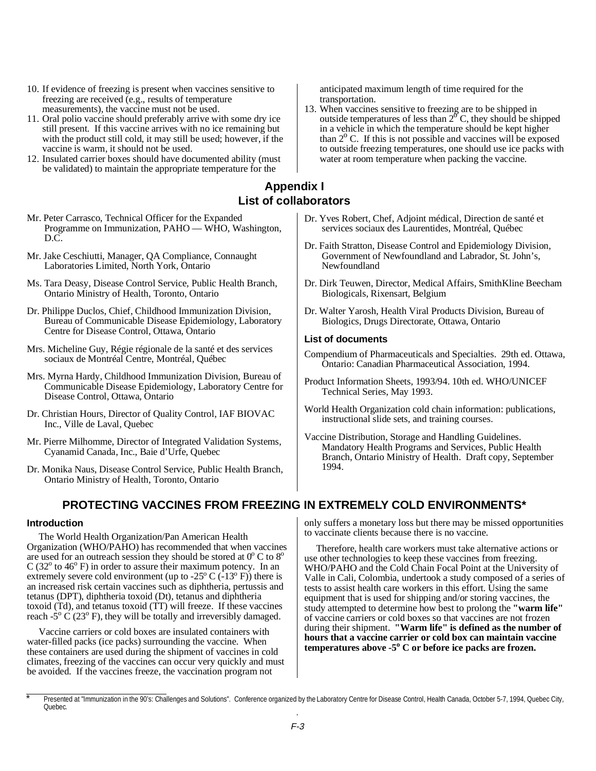10. If evidence of freezing is present when vaccines sensitive to freezing are received (e.g., results of temperature measurements), the vaccine must not be used.
11. Oral polio vaccine should preferably arrive with some dry ice still present. If this vaccine arrives with no ice remaining but with the product still cold, it may still be used; however, if the vaccine is warm, it should not be used.
12. Insulated carrier boxes should have documented ability (must be validated) to maintain the appropriate temperature for the anticipated maximum length of time required for the transportation.
13. When vaccines sensitive to freezing are to be shipped in outside temperatures of less than 2° C, they should be shipped in a vehicle in which the temperature should be kept higher than 2° C. If this is not possible and vaccines will be exposed to outside freezing temperatures, one should use ice packs with water at room temperature when packing the vaccine.

## Appendix I
## List of collaborators

Mr. Peter Carrasco, Technical Officer for the Expanded Programme on Immunization, PAHO — WHO, Washington, D.C.

Mr. Jake Ceschiutti, Manager, QA Compliance, Connaught Laboratories Limited, North York, Ontario

Ms. Tara Deasy, Disease Control Service, Public Health Branch, Ontario Ministry of Health, Toronto, Ontario

Dr. Philippe Duclos, Chief, Childhood Immunization Division, Bureau of Communicable Disease Epidemiology, Laboratory Centre for Disease Control, Ottawa, Ontario

Mrs. Micheline Guy, Régie régionale de la santé et des services sociaux de Montréal Centre, Montréal, Québec

Mrs. Myrna Hardy, Childhood Immunization Division, Bureau of Communicable Disease Epidemiology, Laboratory Centre for Disease Control, Ottawa, Ontario

Dr. Christian Hours, Director of Quality Control, IAF BIOVAC Inc., Ville de Laval, Quebec

Mr. Pierre Milhomme, Director of Integrated Validation Systems, Cyanamid Canada, Inc., Baie d'Urfe, Quebec

Dr. Monika Naus, Disease Control Service, Public Health Branch, Ontario Ministry of Health, Toronto, Ontario

Dr. Yves Robert, Chef, Adjoint médical, Direction de santé et services sociaux des Laurentides, Montréal, Québec

Dr. Faith Stratton, Disease Control and Epidemiology Division, Government of Newfoundland and Labrador, St. John's, Newfoundland

Dr. Dirk Teuwen, Director, Medical Affairs, SmithKline Beecham Biologicals, Rixensart, Belgium

Dr. Walter Yarosh, Health Viral Products Division, Bureau of Biologics, Drugs Directorate, Ottawa, Ontario

### List of documents

Compendium of Pharmaceuticals and Specialties. 29th ed. Ottawa, Ontario: Canadian Pharmaceutical Association, 1994.

Product Information Sheets, 1993/94. 10th ed. WHO/UNICEF Technical Series, May 1993.

World Health Organization cold chain information: publications, instructional slide sets, and training courses.

Vaccine Distribution, Storage and Handling Guidelines. Mandatory Health Programs and Services, Public Health Branch, Ontario Ministry of Health. Draft copy, September 1994.

## PROTECTING VACCINES FROM FREEZING IN EXTREMELY COLD ENVIRONMENTS*

### Introduction

The World Health Organization/Pan American Health Organization (WHO/PAHO) has recommended that when vaccines are used for an outreach session they should be stored at 0° C to 8° C (32° to 46° F) in order to assure their maximum potency. In an extremely severe cold environment (up to -25° C (-13° F)) there is an increased risk certain vaccines such as diphtheria, pertussis and tetanus (DPT), diphtheria toxoid (Dt), tetanus and diphtheria toxoid (Td), and tetanus toxoid (TT) will freeze. If these vaccines reach -5° C (23° F), they will be totally and irreversibly damaged.

Vaccine carriers or cold boxes are insulated containers with water-filled packs (ice packs) surrounding the vaccine. When these containers are used during the shipment of vaccines in cold climates, freezing of the vaccines can occur very quickly and must be avoided. If the vaccines freeze, the vaccination program not only suffers a monetary loss but there may be missed opportunities to vaccinate clients because there is no vaccine.

Therefore, health care workers must take alternative actions or use other technologies to keep these vaccines from freezing. WHO/PAHO and the Cold Chain Focal Point at the University of Valle in Cali, Colombia, undertook a study composed of a series of tests to assist health care workers in this effort. Using the same equipment that is used for shipping and/or storing vaccines, the study attempted to determine how best to prolong the **"warm life"** of vaccine carriers or cold boxes so that vaccines are not frozen during their shipment. **"Warm life" is defined as the number of hours that a vaccine carrier or cold box can maintain vaccine temperatures above -5° C or before ice packs are frozen.**

\* Presented at "Immunization in the 90's: Challenges and Solutions". Conference organized by the Laboratory Centre for Disease Control, Health Canada, October 5-7, 1994, Quebec City, Quebec.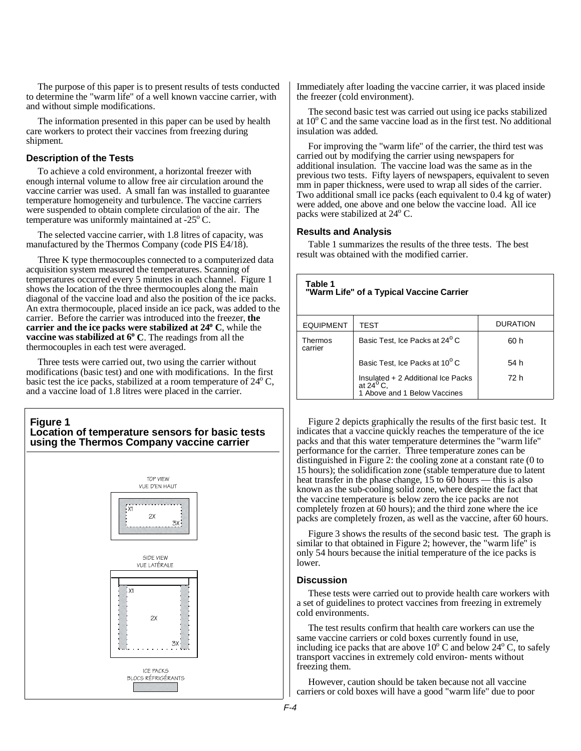The purpose of this paper is to present results of tests conducted to determine the "warm life" of a well known vaccine carrier, with and without simple modifications.

The information presented in this paper can be used by health care workers to protect their vaccines from freezing during shipment.

### Description of the Tests

To achieve a cold environment, a horizontal freezer with enough internal volume to allow free air circulation around the vaccine carrier was used. A small fan was installed to guarantee temperature homogeneity and turbulence. The vaccine carriers were suspended to obtain complete circulation of the air. The temperature was uniformly maintained at -25° C.

The selected vaccine carrier, with 1.8 litres of capacity, was manufactured by the Thermos Company (code PIS E4/18).

Three K type thermocouples connected to a computerized data acquisition system measured the temperatures. Scanning of temperatures occurred every 5 minutes in each channel. Figure 1 shows the location of the three thermocouples along the main diagonal of the vaccine load and also the position of the ice packs. An extra thermocouple, placed inside an ice pack, was added to the carrier. Before the carrier was introduced into the freezer, **the carrier and the ice packs were stabilized at 24º C**, while the **vaccine was stabilized at 6º C**. The readings from all the thermocouples in each test were averaged.

Three tests were carried out, two using the carrier without modifications (basic test) and one with modifications. In the first basic test the ice packs, stabilized at a room temperature of 24° C, and a vaccine load of 1.8 litres were placed in the carrier.

**Figure 1**
**Location of temperature sensors for basic tests using the Thermos Company vaccine carrier**

TOP VIEW
VUE D'EN HAUT

X1
2X
3X

SIDE VIEW
VUE LATÉRALE

X1
2X
3X

ICE PACKS
BLOCS RÉFRIGÉRANTS

Immediately after loading the vaccine carrier, it was placed inside the freezer (cold environment).

The second basic test was carried out using ice packs stabilized at 10° C and the same vaccine load as in the first test. No additional insulation was added.

For improving the "warm life" of the carrier, the third test was carried out by modifying the carrier using newspapers for additional insulation. The vaccine load was the same as in the previous two tests. Fifty layers of newspapers, equivalent to seven mm in paper thickness, were used to wrap all sides of the carrier. Two additional small ice packs (each equivalent to 0.4 kg of water) were added, one above and one below the vaccine load. All ice packs were stabilized at 24° C.

### Results and Analysis

Table 1 summarizes the results of the three tests. The best result was obtained with the modified carrier.

**Table 1**
**"Warm Life" of a Typical Vaccine Carrier**

| EQUIPMENT | TEST | DURATION |
|---|---|---|
| Thermos carrier | Basic Test, Ice Packs at 24° C | 60 h |
| | Basic Test, Ice Packs at 10° C | 54 h |
| | Insulated + 2 Additional Ice Packs at 24° C, 1 Above and 1 Below Vaccines | 72 h |

Figure 2 depicts graphically the results of the first basic test. It indicates that a vaccine quickly reaches the temperature of the ice packs and that this water temperature determines the "warm life" performance for the carrier. Three temperature zones can be distinguished in Figure 2: the cooling zone at a constant rate (0 to 15 hours); the solidification zone (stable temperature due to latent heat transfer in the phase change, 15 to 60 hours — this is also known as the sub-cooling solid zone, where despite the fact that the vaccine temperature is below zero the ice packs are not completely frozen at 60 hours); and the third zone where the ice packs are completely frozen, as well as the vaccine, after 60 hours.

Figure 3 shows the results of the second basic test. The graph is similar to that obtained in Figure 2; however, the "warm life" is only 54 hours because the initial temperature of the ice packs is lower.

### Discussion

These tests were carried out to provide health care workers with a set of guidelines to protect vaccines from freezing in extremely cold environments.

The test results confirm that health care workers can use the same vaccine carriers or cold boxes currently found in use, including ice packs that are above 10° C and below 24° C, to safely transport vaccines in extremely cold environ- ments without freezing them.

However, caution should be taken because not all vaccine carriers or cold boxes will have a good "warm life" due to poor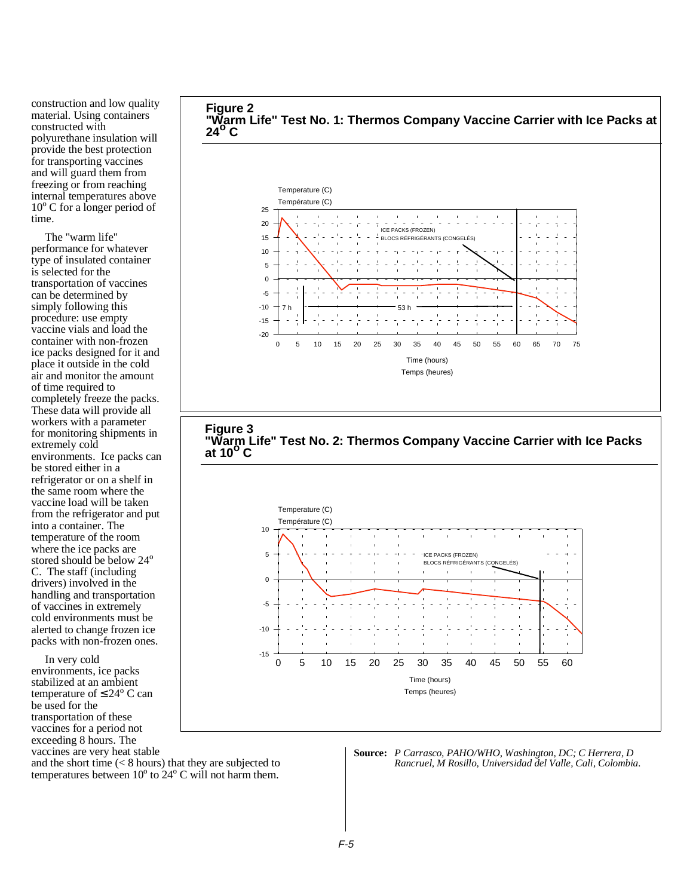construction and low quality material. Using containers constructed with polyurethane insulation will provide the best protection for transporting vaccines and will guard them from freezing or from reaching internal temperatures above 10° C for a longer period of time.

The "warm life" performance for whatever type of insulated container is selected for the transportation of vaccines can be determined by simply following this procedure: use empty vaccine vials and load the container with non-frozen ice packs designed for it and place it outside in the cold air and monitor the amount of time required to completely freeze the packs. These data will provide all workers with a parameter for monitoring shipments in extremely cold environments. Ice packs can be stored either in a refrigerator or on a shelf in the same room where the vaccine load will be taken from the refrigerator and put into a container. The temperature of the room where the ice packs are stored should be below 24° C. The staff (including drivers) involved in the handling and transportation of vaccines in extremely cold environments must be alerted to change frozen ice packs with non-frozen ones.

In very cold environments, ice packs stabilized at an ambient temperature of ≤24° C can be used for the transportation of these vaccines for a period not exceeding 8 hours. The vaccines are very heat stable and the short time (< 8 hours) that they are subjected to temperatures between 10° to 24° C will not harm them.

**Figure 2**
**"Warm Life" Test No. 1: Thermos Company Vaccine Carrier with Ice Packs at 24° C**

Temperature (C) / Température (C)

ICE PACKS (FROZEN) / BLOCS RÉFRIGÉRANTS (CONGELÉS)

7 h — 53 h

Time (hours) / Temps (heures)

**Figure 3**
**"Warm Life" Test No. 2: Thermos Company Vaccine Carrier with Ice Packs at 10° C**

Temperature (C) / Température (C)

ICE PACKS (FROZEN) / BLOCS RÉFRIGÉRANTS (CONGELÉS)

Time (hours) / Temps (heures)

**Source:** *P Carrasco, PAHO/WHO, Washington, DC; C Herrera, D Rancruel, M Rosillo, Universidad del Valle, Cali, Colombia.*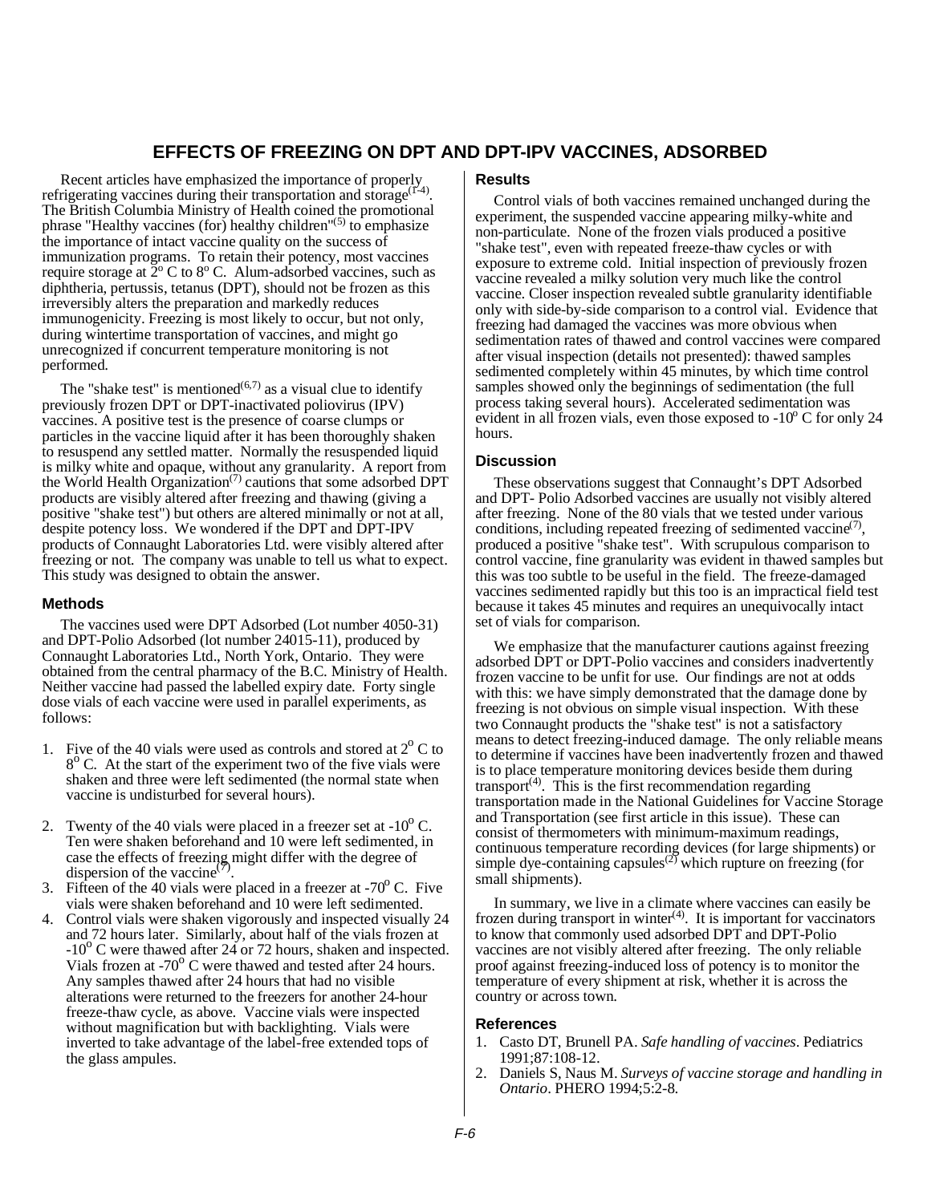# EFFECTS OF FREEZING ON DPT AND DPT-IPV VACCINES, ADSORBED

Recent articles have emphasized the importance of properly refrigerating vaccines during their transportation and storage[1-4]. The British Columbia Ministry of Health coined the promotional phrase "Healthy vaccines (for) healthy children"[5] to emphasize the importance of intact vaccine quality on the success of immunization programs. To retain their potency, most vaccines require storage at 2º C to 8º C. Alum-adsorbed vaccines, such as diphtheria, pertussis, tetanus (DPT), should not be frozen as this irreversibly alters the preparation and markedly reduces immunogenicity. Freezing is most likely to occur, but not only, during wintertime transportation of vaccines, and might go unrecognized if concurrent temperature monitoring is not performed.

The "shake test" is mentioned[6,7] as a visual clue to identify previously frozen DPT or DPT-inactivated poliovirus (IPV) vaccines. A positive test is the presence of coarse clumps or particles in the vaccine liquid after it has been thoroughly shaken to resuspend any settled matter. Normally the resuspended liquid is milky white and opaque, without any granularity. A report from the World Health Organization[7] cautions that some adsorbed DPT products are visibly altered after freezing and thawing (giving a positive "shake test") but others are altered minimally or not at all, despite potency loss. We wondered if the DPT and DPT-IPV products of Connaught Laboratories Ltd. were visibly altered after freezing or not. The company was unable to tell us what to expect. This study was designed to obtain the answer.

### Methods

The vaccines used were DPT Adsorbed (Lot number 4050-31) and DPT-Polio Adsorbed (lot number 24015-11), produced by Connaught Laboratories Ltd., North York, Ontario. They were obtained from the central pharmacy of the B.C. Ministry of Health. Neither vaccine had passed the labelled expiry date. Forty single dose vials of each vaccine were used in parallel experiments, as follows:

1. Five of the 40 vials were used as controls and stored at 2º C to 8º C. At the start of the experiment two of the five vials were shaken and three were left sedimented (the normal state when vaccine is undisturbed for several hours).
2. Twenty of the 40 vials were placed in a freezer set at -10º C. Ten were shaken beforehand and 10 were left sedimented, in case the effects of freezing might differ with the degree of dispersion of the vaccine[7].
3. Fifteen of the 40 vials were placed in a freezer at -70º C. Five vials were shaken beforehand and 10 were left sedimented.
4. Control vials were shaken vigorously and inspected visually 24 and 72 hours later. Similarly, about half of the vials frozen at -10º C were thawed after 24 or 72 hours, shaken and inspected. Vials frozen at -70º C were thawed and tested after 24 hours. Any samples thawed after 24 hours that had no visible alterations were returned to the freezers for another 24-hour freeze-thaw cycle, as above. Vaccine vials were inspected without magnification but with backlighting. Vials were inverted to take advantage of the label-free extended tops of the glass ampules.

### Results

Control vials of both vaccines remained unchanged during the experiment, the suspended vaccine appearing milky-white and non-particulate. None of the frozen vials produced a positive "shake test", even with repeated freeze-thaw cycles or with exposure to extreme cold. Initial inspection of previously frozen vaccine revealed a milky solution very much like the control vaccine. Closer inspection revealed subtle granularity identifiable only with side-by-side comparison to a control vial. Evidence that freezing had damaged the vaccines was more obvious when sedimentation rates of thawed and control vaccines were compared after visual inspection (details not presented): thawed samples sedimented completely within 45 minutes, by which time control samples showed only the beginnings of sedimentation (the full process taking several hours). Accelerated sedimentation was evident in all frozen vials, even those exposed to -10º C for only 24 hours.

### Discussion

These observations suggest that Connaught's DPT Adsorbed and DPT- Polio Adsorbed vaccines are usually not visibly altered after freezing. None of the 80 vials that we tested under various conditions, including repeated freezing of sedimented vaccine[7], produced a positive "shake test". With scrupulous comparison to control vaccine, fine granularity was evident in thawed samples but this was too subtle to be useful in the field. The freeze-damaged vaccines sedimented rapidly but this too is an impractical field test because it takes 45 minutes and requires an unequivocally intact set of vials for comparison.

We emphasize that the manufacturer cautions against freezing adsorbed DPT or DPT-Polio vaccines and considers inadvertently frozen vaccine to be unfit for use. Our findings are not at odds with this: we have simply demonstrated that the damage done by freezing is not obvious on simple visual inspection. With these two Connaught products the "shake test" is not a satisfactory means to detect freezing-induced damage. The only reliable means to determine if vaccines have been inadvertently frozen and thawed is to place temperature monitoring devices beside them during transport[4]. This is the first recommendation regarding transportation made in the National Guidelines for Vaccine Storage and Transportation (see first article in this issue). These can consist of thermometers with minimum-maximum readings, continuous temperature recording devices (for large shipments) or simple dye-containing capsules[2] which rupture on freezing (for small shipments).

In summary, we live in a climate where vaccines can easily be frozen during transport in winter[4]. It is important for vaccinators to know that commonly used adsorbed DPT and DPT-Polio vaccines are not visibly altered after freezing. The only reliable proof against freezing-induced loss of potency is to monitor the temperature of every shipment at risk, whether it is across the country or across town.

### References

1. Casto DT, Brunell PA. *Safe handling of vaccines*. Pediatrics 1991;87:108-12.
2. Daniels S, Naus M. *Surveys of vaccine storage and handling in Ontario*. PHERO 1994;5:2-8.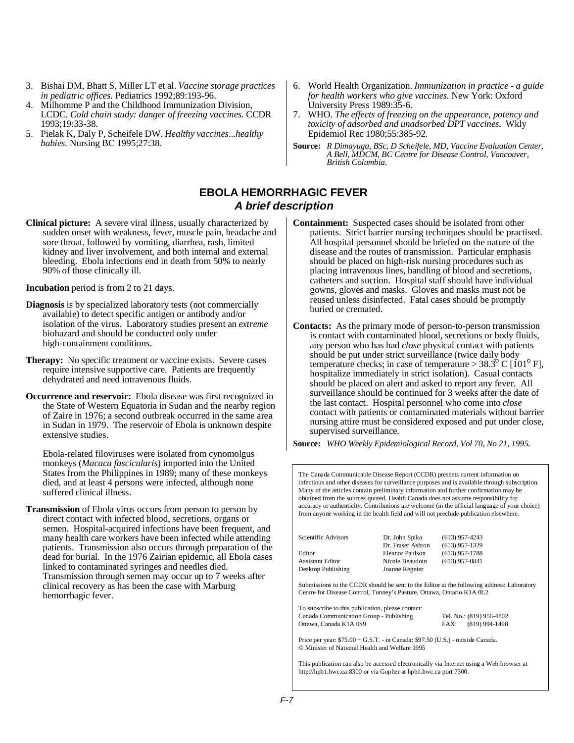3. Bishai DM, Bhatt S, Miller LT et al. *Vaccine storage practices in pediatric offices.* Pediatrics 1992;89:193-96.
4. Milhomme P and the Childhood Immunization Division, LCDC. *Cold chain study: danger of freezing vaccines.* CCDR 1993;19:33-38.
5. Pielak K, Daly P, Scheifele DW. *Healthy vaccines...healthy babies.* Nursing BC 1995;27:38.
6. World Health Organization. *Immunization in practice - a guide for health workers who give vaccines.* New York: Oxford University Press 1989:35-6.
7. WHO. *The effects of freezing on the appearance, potency and toxicity of adsorbed and unadsorbed DPT vaccines.* Wkly Epidemiol Rec 1980;55:385-92.

**Source:** *R Dimayuga, BSc, D Scheifele, MD, Vaccine Evaluation Center, A Bell, MDCM, BC Centre for Disease Control, Vancouver, British Columbia.*

## EBOLA HEMORRHAGIC FEVER
### *A brief description*

**Clinical picture:** A severe viral illness, usually characterized by sudden onset with weakness, fever, muscle pain, headache and sore throat, followed by vomiting, diarrhea, rash, limited kidney and liver involvement, and both internal and external bleeding. Ebola infections end in death from 50% to nearly 90% of those clinically ill.

**Incubation** period is from 2 to 21 days.

**Diagnosis** is by specialized laboratory tests (not commercially available) to detect specific antigen or antibody and/or isolation of the virus. Laboratory studies present an *extreme* biohazard and should be conducted only under high-containment conditions.

**Therapy:** No specific treatment or vaccine exists. Severe cases require intensive supportive care. Patients are frequently dehydrated and need intravenous fluids.

**Occurrence and reservoir:** Ebola disease was first recognized in the State of Western Equatoria in Sudan and the nearby region of Zaire in 1976; a second outbreak occurred in the same area in Sudan in 1979. The reservoir of Ebola is unknown despite extensive studies.

Ebola-related filoviruses were isolated from cynomolgus monkeys (*Macaca fascicularis*) imported into the United States from the Philippines in 1989; many of these monkeys died, and at least 4 persons were infected, although none suffered clinical illness.

**Transmission** of Ebola virus occurs from person to person by direct contact with infected blood, secretions, organs or semen. Hospital-acquired infections have been frequent, and many health care workers have been infected while attending patients. Transmission also occurs through preparation of the dead for burial. In the 1976 Zairian epidemic, all Ebola cases linked to contaminated syringes and needles died. Transmission through semen may occur up to 7 weeks after clinical recovery as has been the case with Marburg hemorrhagic fever.

**Containment:** Suspected cases should be isolated from other patients. Strict barrier nursing techniques should be practised. All hospital personnel should be briefed on the nature of the disease and the routes of transmission. Particular emphasis should be placed on high-risk nursing procedures such as placing intravenous lines, handling of blood and secretions, catheters and suction. Hospital staff should have individual gowns, gloves and masks. Gloves and masks must not be reused unless disinfected. Fatal cases should be promptly buried or cremated.

**Contacts:** As the primary mode of person-to-person transmission is contact with contaminated blood, secretions or body fluids, any person who has had *close* physical contact with patients should be put under strict surveillance (twice daily body temperature checks; in case of temperature > 38.3° C [101° F], hospitalize immediately in strict isolation). Casual contacts should be placed on alert and asked to report any fever. All surveillance should be continued for 3 weeks after the date of the last contact. Hospital personnel who come into *close* contact with patients or contaminated materials without barrier nursing attire must be considered exposed and put under close, supervised surveillance.

**Source:** *WHO Weekly Epidemiological Record, Vol 70, No 21, 1995.*

The Canada Communicable Disease Report (CCDR) presents current information on infectious and other diseases for surveillance purposes and is available through subscription. Many of the articles contain preliminary information and further confirmation may be obtained from the sources quoted. Health Canada does not assume responsibility for accuracy or authenticity. Contributions are welcome (in the official language of your choice) from anyone working in the health field and will not preclude publication elsewhere.

| | | |
|---|---|---|
| Scientific Advisors | Dr. John Spika | (613) 957-4243 |
| | Dr. Fraser Ashton | (613) 957-1329 |
| Editor | Eleanor Paulson | (613) 957-1788 |
| Assistant Editor | Nicole Beaudoin | (613) 957-0841 |
| Desktop Publishing | Joanne Regnier | |

Submissions to the CCDR should be sent to the Editor at the following address: Laboratory Centre for Disease Control, Tunney's Pasture, Ottawa, Ontario K1A 0L2.

To subscribe to this publication, please contact:
Canada Communication Group - Publishing — Tel. No.: (819) 956-4802
Ottawa, Canada K1A 0S9 — FAX: (819) 994-1498

Price per year: $75.00 + G.S.T. - in Canada; $97.50 (U.S.) - outside Canada.
© Minister of National Health and Welfare 1995

This publication can also be accessed electronically via Internet using a Web browser at http://hpb1.hwc.ca:8300 or via Gopher at hpb1.hwc.ca port 7300.